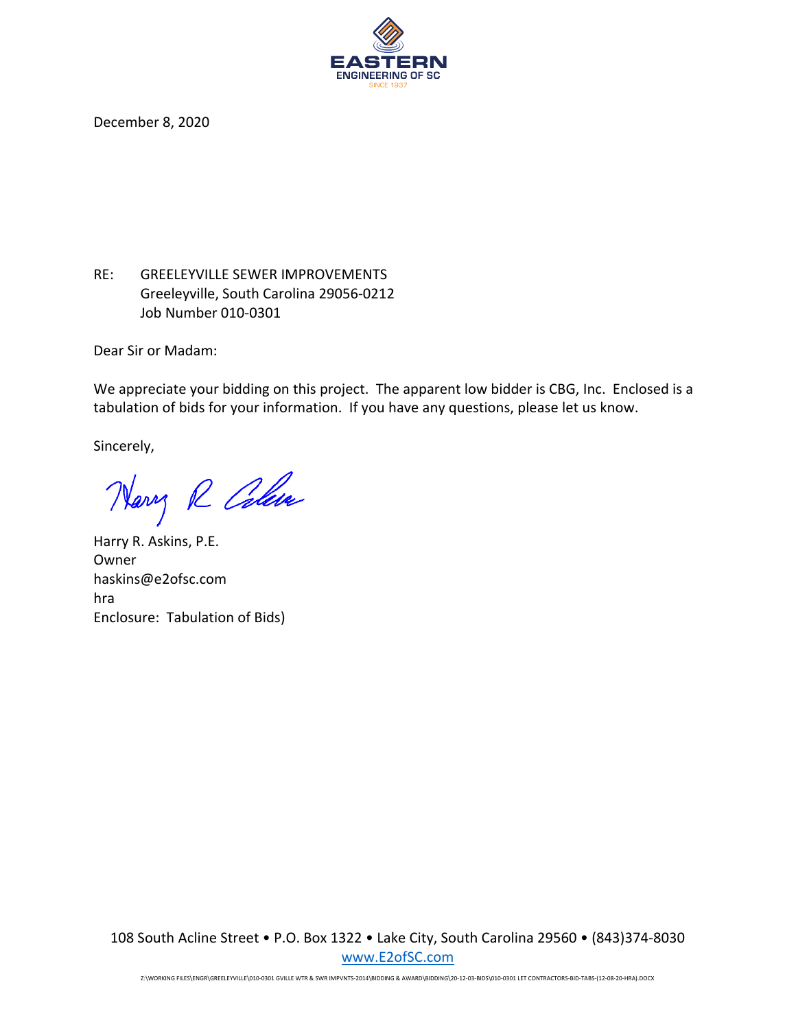EASTERN
ENGINEERING OF SC
SINCE 1937

December 8, 2020

RE: GREELEYVILLE SEWER IMPROVEMENTS
Greeleyville, South Carolina 29056-0212
Job Number 010-0301

Dear Sir or Madam:

We appreciate your bidding on this project. The apparent low bidder is CBG, Inc. Enclosed is a tabulation of bids for your information. If you have any questions, please let us know.

Sincerely,

Harry R. Askins, P.E.
Owner
haskins@e2ofsc.com
hra
Enclosure: Tabulation of Bids)

108 South Acline Street • P.O. Box 1322 • Lake City, South Carolina 29560 • (843)374-8030
www.E2ofSC.com

Z:\WORKING FILES\ENGR\GREELEYVILLE\010-0301 GVILLE WTR & SWR IMPVNTS-2014\BIDDING & AWARD\BIDDING\20-12-03-BIDS\010-0301 LET CONTRACTORS-BID-TABS-(12-08-20-HRA).DOCX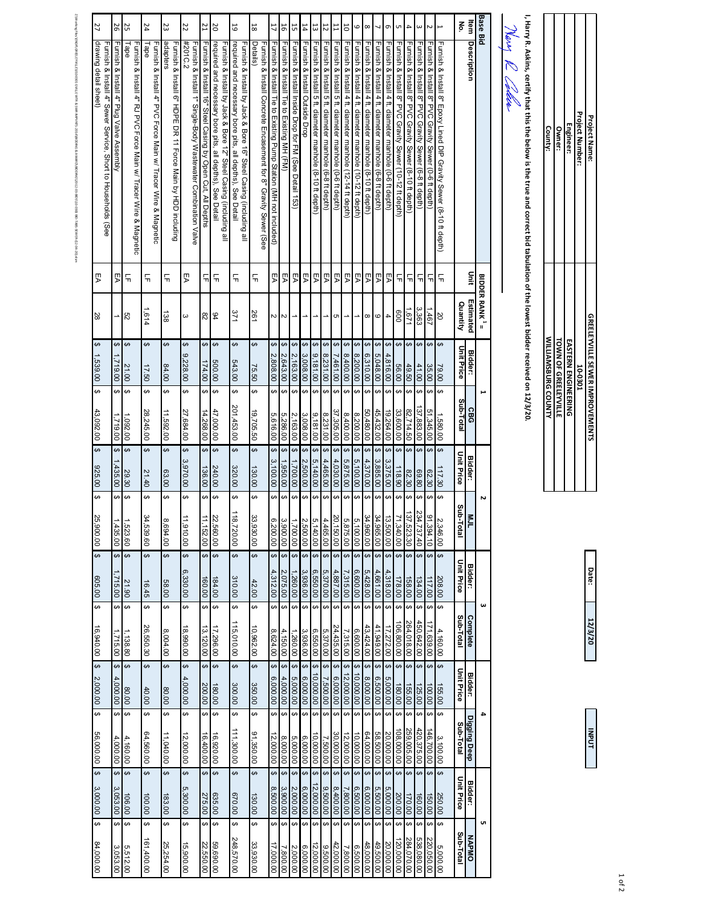| Project Name: | GREELEYVILLE SEWER IMPROVEMENTS |
|---|---|
| Project Number: | 10-0301 |
| Engineer: | EASTERN ENGINEERING |
| Owner: | TOWN OF GREELEYVILLE |
| County: | WILLIAMSBURG COUNTY |

Date: 12/3/20

INPUT

I, Harry R. Askins, certify that this the below is the true and correct bid tabulation of the lowest bidder received on 12/3/20.

| Base Bid | | | BIDDER RANK [1] = | 1 | | 2 | | 3 | | 4 | | 5 | |
|---|---|---|---|---|---|---|---|---|---|---|---|---|---|
| Item No. | Description | Unit | Estimated Quantity | Bidder: Unit Price | CBG Sub-Total | Bidder: Unit Price | MJL Sub-Total | Bidder: Unit Price | Complete Sub-Total | Bidder: Unit Price | Digging Deep Sub-Total | Bidder: Unit Price | NAPMO Sub-Total |
| 1 | Furnish & Install 8" Epoxy Lined DIP Gravity Sewer (8-10 ft depth) | LF | 20 | $ 79.00 | $ 1,580.00 | $ 117.30 | $ 2,346.00 | $ 208.00 | $ 4,160.00 | $ 155.00 | $ 3,100.00 | $ 250.00 | $ 5,000.00 |
| 2 | Furnish & Install 8" PVC Gravity Sewer (0-6 ft depth) | LF | 1,467 | $ 35.00 | $ 51,345.00 | $ 62.30 | $ 91,394.10 | $ 117.00 | $ 171,639.00 | $ 100.00 | $ 146,700.00 | $ 150.00 | $ 220,050.00 |
| 3 | Furnish & Install 8" PVC Gravity Sewer (6-8 ft depth) | LF | 3,363 | $ 41.00 | $ 137,883.00 | $ 69.80 | $ 234,737.40 | $ 134.00 | $ 450,642.00 | $ 125.00 | $ 420,375.00 | $ 160.00 | $ 538,080.00 |
| 4 | Furnish & Install 8" PVC Gravity Sewer (8-10 ft depth) | LF | 1,671 | $ 49.50 | $ 82,714.50 | $ 82.30 | $ 137,523.30 | $ 158.00 | $ 264,018.00 | $ 155.00 | $ 259,005.00 | $ 170.00 | $ 284,070.00 |
| 5 | Furnish & Install 8" PVC Gravity Sewer (10-12 ft depth) | LF | 600 | $ 56.00 | $ 33,600.00 | $ 118.90 | $ 71,340.00 | $ 178.00 | $ 106,800.00 | $ 180.00 | $ 108,000.00 | $ 200.00 | $ 120,000.00 |
| 6 | Furnish & Install 4 ft. diameter manhole (0-6 ft depth) | EA | 4 | $ 4,816.00 | $ 19,264.00 | $ 3,375.00 | $ 13,500.00 | $ 4,318.00 | $ 17,272.00 | $ 5,000.00 | $ 20,000.00 | $ 5,000.00 | $ 20,000.00 |
| 7 | Furnish & Install 4 ft. diameter manhole (6-8 ft depth) | EA | 9 | $ 5,048.00 | $ 45,432.00 | $ 3,885.00 | $ 34,965.00 | $ 4,661.00 | $ 41,949.00 | $ 6,500.00 | $ 58,500.00 | $ 5,500.00 | $ 49,500.00 |
| 8 | Furnish & Install 4 ft. diameter manhole (8-10 ft depth) | EA | 8 | $ 6,310.00 | $ 50,480.00 | $ 4,370.00 | $ 34,960.00 | $ 5,428.00 | $ 43,424.00 | $ 8,000.00 | $ 64,000.00 | $ 6,000.00 | $ 48,000.00 |
| 9 | Furnish & Install 4 ft. diameter manhole (10-12 ft depth) | EA | 1 | $ 8,200.00 | $ 8,200.00 | $ 5,100.00 | $ 5,100.00 | $ 6,600.00 | $ 6,600.00 | $ 10,000.00 | $ 10,000.00 | $ 6,500.00 | $ 6,500.00 |
| 10 | Furnish & Install 4 ft. diameter manhole (12-14 ft depth) | EA | 1 | $ 8,400.00 | $ 8,400.00 | $ 5,875.00 | $ 5,875.00 | $ 7,315.00 | $ 7,315.00 | $ 12,000.00 | $ 12,000.00 | $ 7,800.00 | $ 7,800.00 |
| 11 | Furnish & Install 5 ft. diameter manhole (0-6 ft depth) | EA | 5 | $ 7,461.00 | $ 37,305.00 | $ 4,030.00 | $ 20,150.00 | $ 4,887.00 | $ 24,435.00 | $ 6,000.00 | $ 30,000.00 | $ 8,400.00 | $ 42,000.00 |
| 12 | Furnish & Install 5 ft. diameter manhole (6-8 ft depth) | EA | 1 | $ 8,231.00 | $ 8,231.00 | $ 4,465.00 | $ 4,465.00 | $ 5,370.00 | $ 5,370.00 | $ 7,500.00 | $ 7,500.00 | $ 9,500.00 | $ 9,500.00 |
| 13 | Furnish & Install 5 ft. diameter manhole (8-10 ft depth) | EA | 1 | $ 9,181.00 | $ 9,181.00 | $ 5,140.00 | $ 5,140.00 | $ 6,550.00 | $ 6,550.00 | $ 10,000.00 | $ 10,000.00 | $ 12,000.00 | $ 12,000.00 |
| 14 | Furnish & Install Outside Drop | EA | 1 | $ 3,008.00 | $ 3,008.00 | $ 2,500.00 | $ 2,500.00 | $ 3,936.00 | $ 3,936.00 | $ 6,000.00 | $ 6,000.00 | $ 6,000.00 | $ 6,000.00 |
| 15 | Furnish & Install Inside Drop for FM (See Detail 153) | EA | 1 | $ 2,163.00 | $ 2,163.00 | $ 1,700.00 | $ 1,700.00 | $ 1,260.00 | $ 1,260.00 | $ 5,000.00 | $ 5,000.00 | $ 2,000.00 | $ 2,000.00 |
| 16 | Furnish & Install Tie to Existing MH (FM) | EA | 2 | $ 2,643.00 | $ 5,286.00 | $ 1,950.00 | $ 3,900.00 | $ 2,075.00 | $ 4,150.00 | $ 4,000.00 | $ 8,000.00 | $ 3,900.00 | $ 7,800.00 |
| 17 | Furnish & Install Tie to Existing Pump Station (MH not included) | EA | 2 | $ 2,808.00 | $ 5,616.00 | $ 3,100.00 | $ 6,200.00 | $ 4,312.00 | $ 8,624.00 | $ 6,000.00 | $ 12,000.00 | $ 8,500.00 | $ 17,000.00 |
| 18 | Furnish & Install Concrete Encasement for 8" Gravity Sewer (See Details) | LF | 261 | $ 75.50 | $ 19,705.50 | $ 130.00 | $ 33,930.00 | $ 42.00 | $ 10,962.00 | $ 350.00 | $ 91,350.00 | $ 130.00 | $ 33,930.00 |
| 19 | Furnish & Install by Jack & Bore 16" Steel Casing (including all required and necessary bore pits, all depths), See Detail | LF | 371 | $ 543.00 | $ 201,453.00 | $ 320.00 | $ 118,720.00 | $ 310.00 | $ 115,010.00 | $ 300.00 | $ 111,300.00 | $ 670.00 | $ 248,570.00 |
| 20 | Furnish & Install by Jack & Bore 12" Steel Casing (including all required and necessary bore pits, all depths), See Detail | LF | 94 | $ 500.00 | $ 47,000.00 | $ 240.00 | $ 22,560.00 | $ 184.00 | $ 17,296.00 | $ 180.00 | $ 16,920.00 | $ 635.00 | $ 59,690.00 |
| 21 | Furnish & Install 16" Steel Casing by Open Cut, All Depths | LF | 82 | $ 174.00 | $ 14,268.00 | $ 136.00 | $ 11,152.00 | $ 160.00 | $ 13,120.00 | $ 200.00 | $ 16,400.00 | $ 275.00 | $ 22,550.00 |
| 22 | Furnish & Install 1" Single-Body Wastewater Combination Valve #201C.2 | EA | 3 | $ 9,228.00 | $ 27,684.00 | $ 3,970.00 | $ 11,910.00 | $ 6,330.00 | $ 18,990.00 | $ 4,000.00 | $ 12,000.00 | $ 5,300.00 | $ 15,900.00 |
| 23 | Furnish & Install 6" HDPE DR 11 Force Main by HDD including adapters | LF | 138 | $ 84.00 | $ 11,592.00 | $ 63.00 | $ 8,694.00 | $ 58.00 | $ 8,004.00 | $ 80.00 | $ 11,040.00 | $ 183.00 | $ 25,254.00 |
| 24 | Furnish & Install 4" RJ PVC Force Main w/ Tracer Wire & Magnetic Tape | LF | 1,614 | $ 17.50 | $ 28,245.00 | $ 21.40 | $ 34,539.60 | $ 16.45 | $ 26,550.30 | $ 40.00 | $ 64,560.00 | $ 100.00 | $ 161,400.00 |
| 25 | Furnish & Install 4" Plug Valve Assembly | LF | 52 | $ 21.00 | $ 1,092.00 | $ 29.30 | $ 1,523.60 | $ 21.90 | $ 1,138.80 | $ 80.00 | $ 4,160.00 | $ 106.00 | $ 5,512.00 |
| 26 | Furnish & Install 4" Plug Valve Assembly | EA | 1 | $ 1,719.00 | $ 1,719.00 | $ 1,435.00 | $ 1,435.00 | $ 1,715.00 | $ 1,715.00 | $ 4,000.00 | $ 4,000.00 | $ 3,053.00 | $ 3,053.00 |
| 27 | Furnish & Install 4" Sewer Service, Short to Households (See drawing detail sheet) | EA | 28 | $ 1,539.00 | $ 43,092.00 | $ 925.00 | $ 25,900.00 | $ 605.00 | $ 16,940.00 | $ 2,000.00 | $ 56,000.00 | $ 3,000.00 | $ 84,000.00 |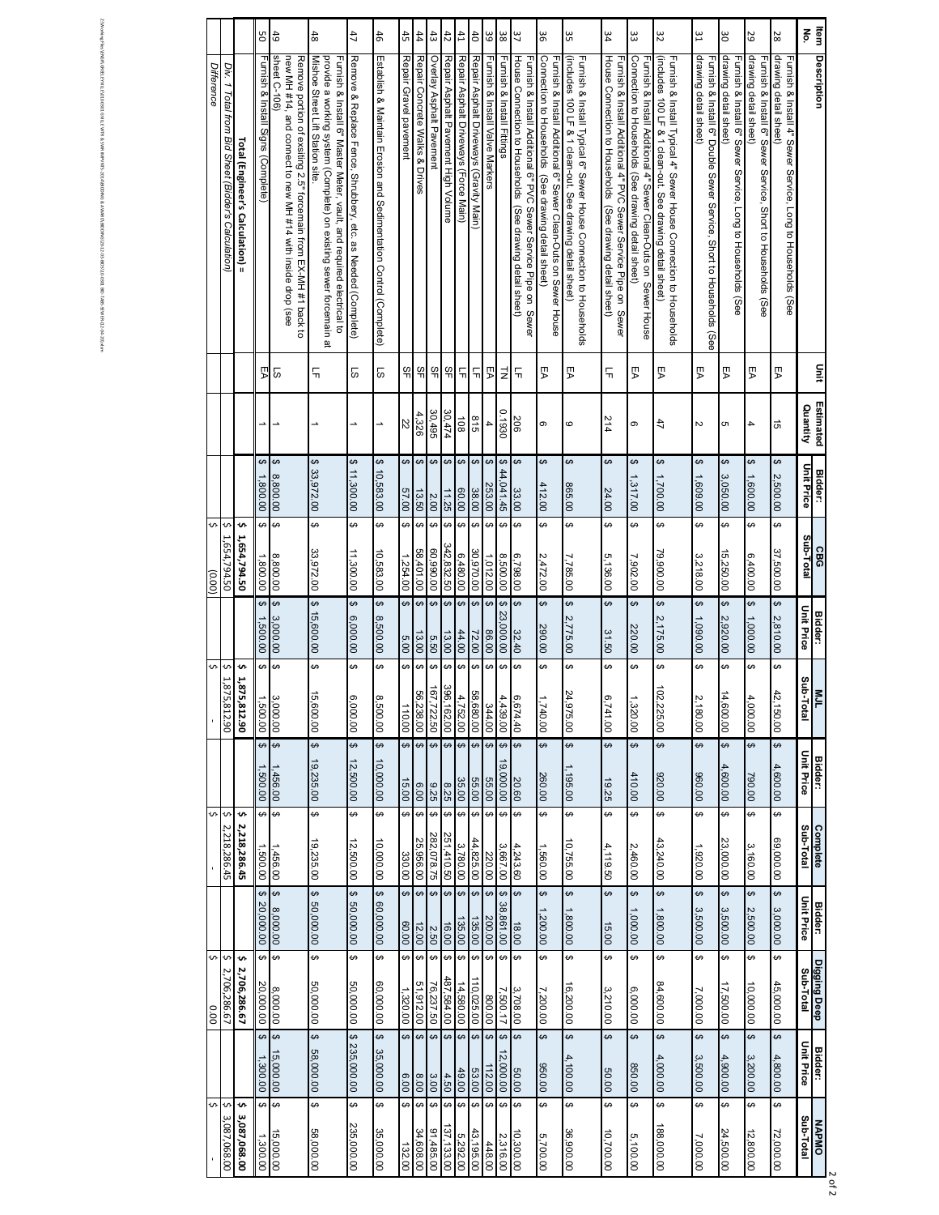| Item No. | Description | Unit | Estimated Quantity | Bidder: Unit Price | CBG Sub-Total | Bidder: Unit Price | MJL Sub-Total | Bidder: Unit Price | Complete Sub-Total | Bidder: Unit Price | Digging Deep Sub-Total | Bidder: Unit Price | NAPMO Sub-Total |
|---|---|---|---|---|---|---|---|---|---|---|---|---|---|
| 28 | Furnish & Install 4" Sewer Service, Long to Households (See drawing detail sheet) | EA | 15 | $ 2,500.00 | $ 37,500.00 | $ 2,810.00 | $ 42,150.00 | $ 4,600.00 | $ 69,000.00 | $ 3,000.00 | $ 45,000.00 | $ 4,800.00 | $ 72,000.00 |
| 29 | Furnish & Install 6" Sewer Service, Short to Households (See drawing detail sheet) | EA | 4 | $ 1,600.00 | $ 6,400.00 | $ 1,000.00 | $ 4,000.00 | $ 790.00 | $ 3,160.00 | $ 2,500.00 | $ 10,000.00 | $ 3,200.00 | $ 12,800.00 |
| 30 | Furnish & Install 6" Sewer Service, Long to Households (See drawing detail sheet) | EA | 5 | $ 3,050.00 | $ 15,250.00 | $ 2,920.00 | $ 14,600.00 | $ 4,600.00 | $ 23,000.00 | $ 3,500.00 | $ 17,500.00 | $ 4,900.00 | $ 24,500.00 |
| 31 | Furnish & Install 6" Double Sewer Service, Short to Households (See drawing detail sheet) | EA | 2 | $ 1,609.00 | $ 3,218.00 | $ 1,090.00 | $ 2,180.00 | $ 960.00 | $ 1,920.00 | $ 3,500.00 | $ 7,000.00 | $ 3,500.00 | $ 7,000.00 |
| 32 | Furnish & Install Typical 4" Sewer House Connection to Households (includes 100 LF & 1 clean-out. See drawing detail sheet) | EA | 47 | $ 1,700.00 | $ 79,900.00 | $ 2,175.00 | $ 102,225.00 | $ 920.00 | $ 43,240.00 | $ 1,800.00 | $ 84,600.00 | $ 4,000.00 | $ 188,000.00 |
| 33 | Furnish & Install Additional 4" Sewer Clean-Outs on Sewer House Connection to Households (See drawing detail sheet) | EA | 6 | $ 1,317.00 | $ 7,902.00 | $ 220.00 | $ 1,320.00 | $ 410.00 | $ 2,460.00 | $ 1,000.00 | $ 6,000.00 | $ 850.00 | $ 5,100.00 |
| 34 | Furnish & Install Additional 4" PVC Sewer Service Pipe on Sewer House Connection to Households (See drawing detail sheet) | LF | 214 | $ 24.00 | $ 5,136.00 | $ 31.50 | $ 6,741.00 | $ 19.25 | $ 4,119.50 | $ 15.00 | $ 3,210.00 | $ 50.00 | $ 10,700.00 |
| 35 | Furnish & Install Typical 6" Sewer House Connection to Households (includes 100 LF & 1 clean-out. See drawing detail sheet) | EA | 9 | $ 865.00 | $ 7,785.00 | $ 2,775.00 | $ 24,975.00 | $ 1,195.00 | $ 10,755.00 | $ 1,800.00 | $ 16,200.00 | $ 4,100.00 | $ 36,900.00 |
| 36 | Furnish & Install Additional 6" Sewer Clean-Outs on Sewer House Connection to Households (See drawing detail sheet) | EA | 6 | $ 412.00 | $ 2,472.00 | $ 290.00 | $ 1,740.00 | $ 260.00 | $ 1,560.00 | $ 1,200.00 | $ 7,200.00 | $ 950.00 | $ 5,700.00 |
| 37 | Furnish & Install Additional 6" PVC Sewer Service Pipe on Sewer House Connection to Households (See drawing detail sheet) | LF | 206 | $ 33.00 | $ 6,798.00 | $ 32.40 | $ 6,674.40 | $ 20.60 | $ 4,243.60 | $ 18.00 | $ 3,708.00 | $ 50.00 | $ 10,300.00 |
| 38 | Furnish & Install Fittings | TN | 0.1930 | $ 44,041.45 | $ 8,500.00 | $ 23,000.00 | $ 4,439.00 | $ 19,000.00 | $ 3,667.00 | $ 38,861.00 | $ 7,500.17 | $ 12,000.00 | $ 2,316.00 |
| 39 | Furnish & Install Valve Markers | EA | 4 | $ 253.00 | $ 1,012.00 | $ 86.00 | $ 344.00 | $ 55.00 | $ 220.00 | $ 200.00 | $ 800.00 | $ 112.00 | $ 448.00 |
| 40 | Repair Asphalt Driveways (Gravity Main) | LF | 815 | $ 38.00 | $ 30,970.00 | $ 72.00 | $ 58,680.00 | $ 55.00 | $ 44,825.00 | $ 135.00 | $ 110,025.00 | $ 53.00 | $ 43,195.00 |
| 41 | Repair Asphalt Driveways (Force Main) | LF | 108 | $ 60.00 | $ 6,480.00 | $ 44.00 | $ 4,752.00 | $ 35.00 | $ 3,780.00 | $ 135.00 | $ 14,580.00 | $ 49.00 | $ 5,292.00 |
| 42 | Repair Asphalt Pavement High Volume | SF | 30,474 | $ 11.25 | $ 342,832.50 | $ 13.00 | $ 396,162.00 | $ 8.25 | $ 251,410.50 | $ 16.00 | $ 487,584.00 | $ 4.50 | $ 137,133.00 |
| 43 | Overlay Asphalt Pavement | SF | 30,495 | $ 2.00 | $ 60,990.00 | $ 5.50 | $ 167,722.50 | $ 9.25 | $ 282,078.75 | $ 2.50 | $ 76,237.50 | $ 3.00 | $ 91,485.00 |
| 44 | Repair Concrete Walks & Drives | SF | 4,326 | $ 13.50 | $ 58,401.00 | $ 13.00 | $ 56,238.00 | $ 6.00 | $ 25,956.00 | $ 12.00 | $ 51,912.00 | $ 8.00 | $ 34,608.00 |
| 45 | Repair Gravel pavement | SF | 22 | $ 57.00 | $ 1,254.00 | $ 5.00 | $ 110.00 | $ 15.00 | $ 330.00 | $ 60.00 | $ 1,320.00 | $ 6.00 | $ 132.00 |
| 46 | Establish & Maintain Erosion and Sedimentation Control (Complete) | LS | 1 | $ 10,583.00 | $ 10,583.00 | $ 8,500.00 | $ 8,500.00 | $ 10,000.00 | $ 10,000.00 | $ 60,000.00 | $ 60,000.00 | $ 35,000.00 | $ 35,000.00 |
| 47 | Remove & Replace Fence, Shrubbery, etc. as Needed (Complete) | LS | 1 | $ 11,300.00 | $ 11,300.00 | $ 6,000.00 | $ 6,000.00 | $ 12,500.00 | $ 12,500.00 | $ 50,000.00 | $ 50,000.00 | $ 235,000.00 | $ 235,000.00 |
| 48 | Furnish & Install 6" Master Meter, vault, and required electrical to provide a working system (Complete) on existing sewer forcemain at Mishoe Street Lift Station site. | LF | 1 | $ 33,972.00 | $ 33,972.00 | $ 15,600.00 | $ 15,600.00 | $ 19,235.00 | $ 19,235.00 | $ 50,000.00 | $ 50,000.00 | $ 58,000.00 | $ 58,000.00 |
| 49 | Remove portion of exsiting 2.5" forcemain from EX-MH #1 back to new MH #14, and connect to new MH #14 with inside drop (see sheet C-106) | LS | 1 | $ 8,800.00 | $ 8,800.00 | $ 3,000.00 | $ 3,000.00 | $ 1,456.00 | $ 1,456.00 | $ 8,000.00 | $ 8,000.00 | $ 15,000.00 | $ 15,000.00 |
| 50 | Furnish & Install Signs (Complete) | EA | 1 | $ 1,800.00 | $ 1,800.00 | $ 1,500.00 | $ 1,500.00 | $ 1,500.00 | $ 1,500.00 | $ 20,000.00 | $ 20,000.00 | $ 1,300.00 | $ 1,300.00 |
| | **Total (Engineer's Calculation) =** | | | | **$ 1,654,794.50** | | **$ 1,875,812.90** | | **$ 2,218,286.45** | | **$ 2,706,286.67** | | **$ 3,087,068.00** |
| | *Div. 1 Total from Bid Sheet (Bidder's Calculation)* | | | | $ 1,654,794.50 | | $ 1,875,812.90 | | $ 2,218,286.45 | | $ 2,706,286.67 | | $ 3,087,068.00 |
| | *Difference* | | | | $ (0.00) | | $ - | | $ - | | $ 0.00 | | $ - |